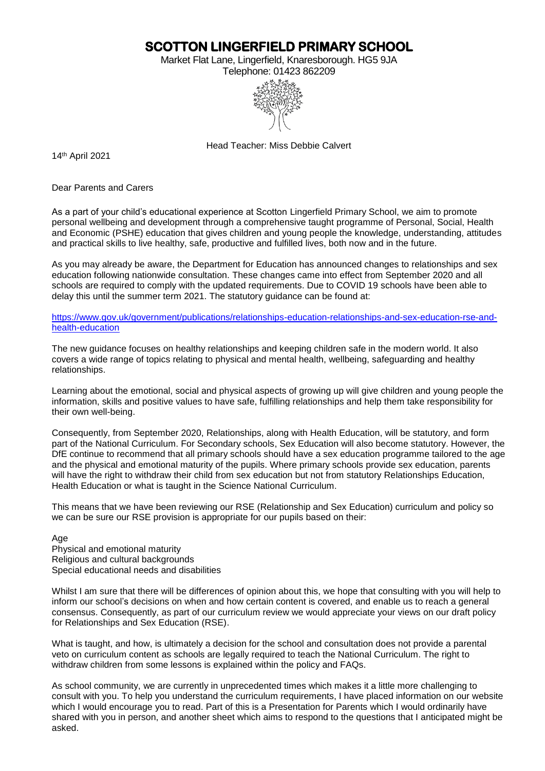# SCOTTON LINGERFIELD PRIMARY SCHOOL

Market Flat Lane, Lingerfield, Knaresborough. HG5 9JA
Telephone: 01423 862209

Head Teacher: Miss Debbie Calvert

14th April 2021

Dear Parents and Carers

As a part of your child's educational experience at Scotton Lingerfield Primary School, we aim to promote personal wellbeing and development through a comprehensive taught programme of Personal, Social, Health and Economic (PSHE) education that gives children and young people the knowledge, understanding, attitudes and practical skills to live healthy, safe, productive and fulfilled lives, both now and in the future.

As you may already be aware, the Department for Education has announced changes to relationships and sex education following nationwide consultation. These changes came into effect from September 2020 and all schools are required to comply with the updated requirements. Due to COVID 19 schools have been able to delay this until the summer term 2021. The statutory guidance can be found at:

https://www.gov.uk/government/publications/relationships-education-relationships-and-sex-education-rse-and-health-education

The new guidance focuses on healthy relationships and keeping children safe in the modern world. It also covers a wide range of topics relating to physical and mental health, wellbeing, safeguarding and healthy relationships.

Learning about the emotional, social and physical aspects of growing up will give children and young people the information, skills and positive values to have safe, fulfilling relationships and help them take responsibility for their own well-being.

Consequently, from September 2020, Relationships, along with Health Education, will be statutory, and form part of the National Curriculum. For Secondary schools, Sex Education will also become statutory. However, the DfE continue to recommend that all primary schools should have a sex education programme tailored to the age and the physical and emotional maturity of the pupils. Where primary schools provide sex education, parents will have the right to withdraw their child from sex education but not from statutory Relationships Education, Health Education or what is taught in the Science National Curriculum.

This means that we have been reviewing our RSE (Relationship and Sex Education) curriculum and policy so we can be sure our RSE provision is appropriate for our pupils based on their:

Age
Physical and emotional maturity
Religious and cultural backgrounds
Special educational needs and disabilities

Whilst I am sure that there will be differences of opinion about this, we hope that consulting with you will help to inform our school's decisions on when and how certain content is covered, and enable us to reach a general consensus. Consequently, as part of our curriculum review we would appreciate your views on our draft policy for Relationships and Sex Education (RSE).

What is taught, and how, is ultimately a decision for the school and consultation does not provide a parental veto on curriculum content as schools are legally required to teach the National Curriculum. The right to withdraw children from some lessons is explained within the policy and FAQs.

As school community, we are currently in unprecedented times which makes it a little more challenging to consult with you. To help you understand the curriculum requirements, I have placed information on our website which I would encourage you to read. Part of this is a Presentation for Parents which I would ordinarily have shared with you in person, and another sheet which aims to respond to the questions that I anticipated might be asked.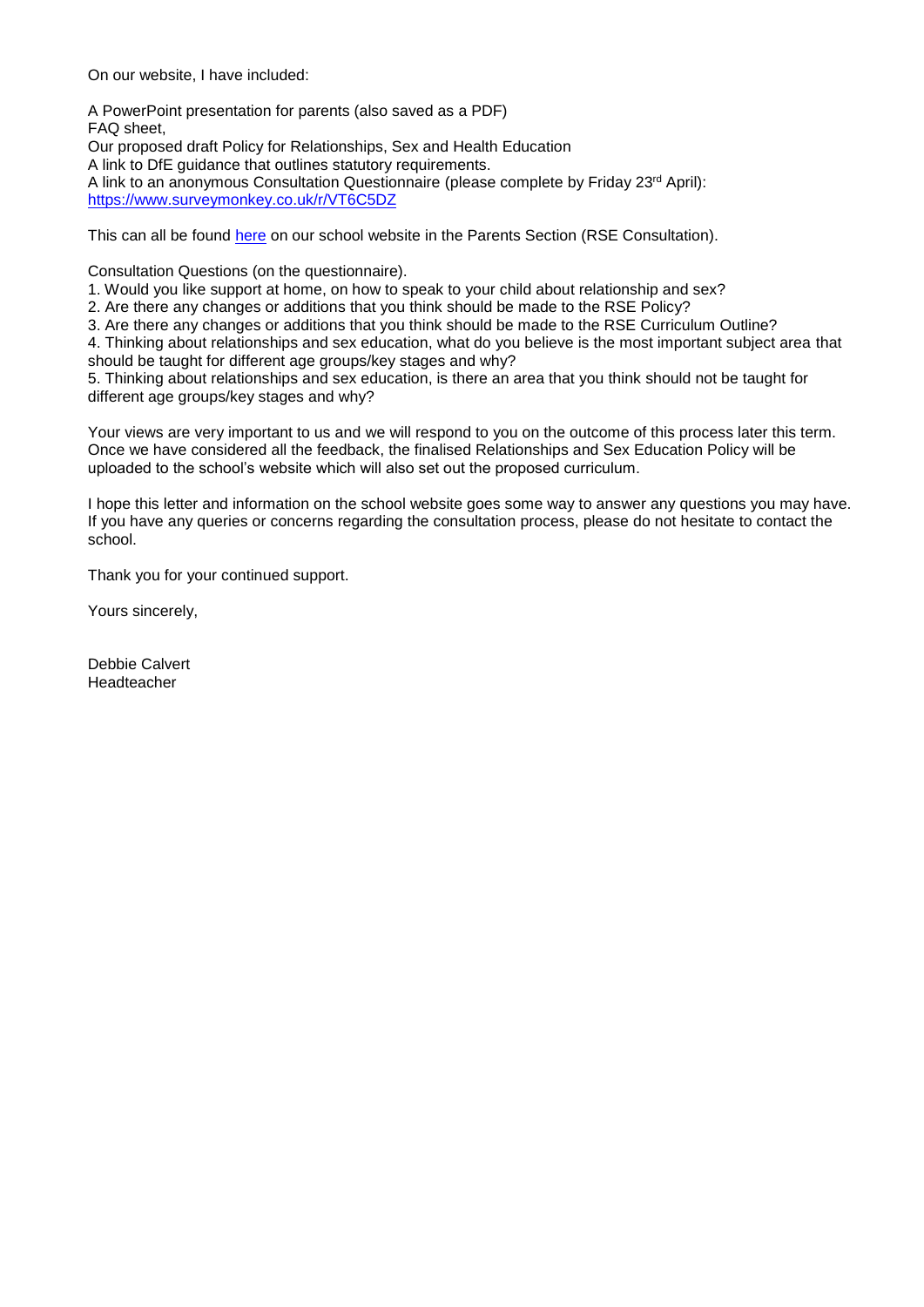On our website, I have included:

A PowerPoint presentation for parents (also saved as a PDF)
FAQ sheet,
Our proposed draft Policy for Relationships, Sex and Health Education
A link to DfE guidance that outlines statutory requirements.
A link to an anonymous Consultation Questionnaire (please complete by Friday 23rd April):
https://www.surveymonkey.co.uk/r/VT6C5DZ

This can all be found here on our school website in the Parents Section (RSE Consultation).

Consultation Questions (on the questionnaire).

1. Would you like support at home, on how to speak to your child about relationship and sex?
2. Are there any changes or additions that you think should be made to the RSE Policy?
3. Are there any changes or additions that you think should be made to the RSE Curriculum Outline?
4. Thinking about relationships and sex education, what do you believe is the most important subject area that should be taught for different age groups/key stages and why?
5. Thinking about relationships and sex education, is there an area that you think should not be taught for different age groups/key stages and why?

Your views are very important to us and we will respond to you on the outcome of this process later this term. Once we have considered all the feedback, the finalised Relationships and Sex Education Policy will be uploaded to the school's website which will also set out the proposed curriculum.

I hope this letter and information on the school website goes some way to answer any questions you may have. If you have any queries or concerns regarding the consultation process, please do not hesitate to contact the school.

Thank you for your continued support.

Yours sincerely,

Debbie Calvert
Headteacher